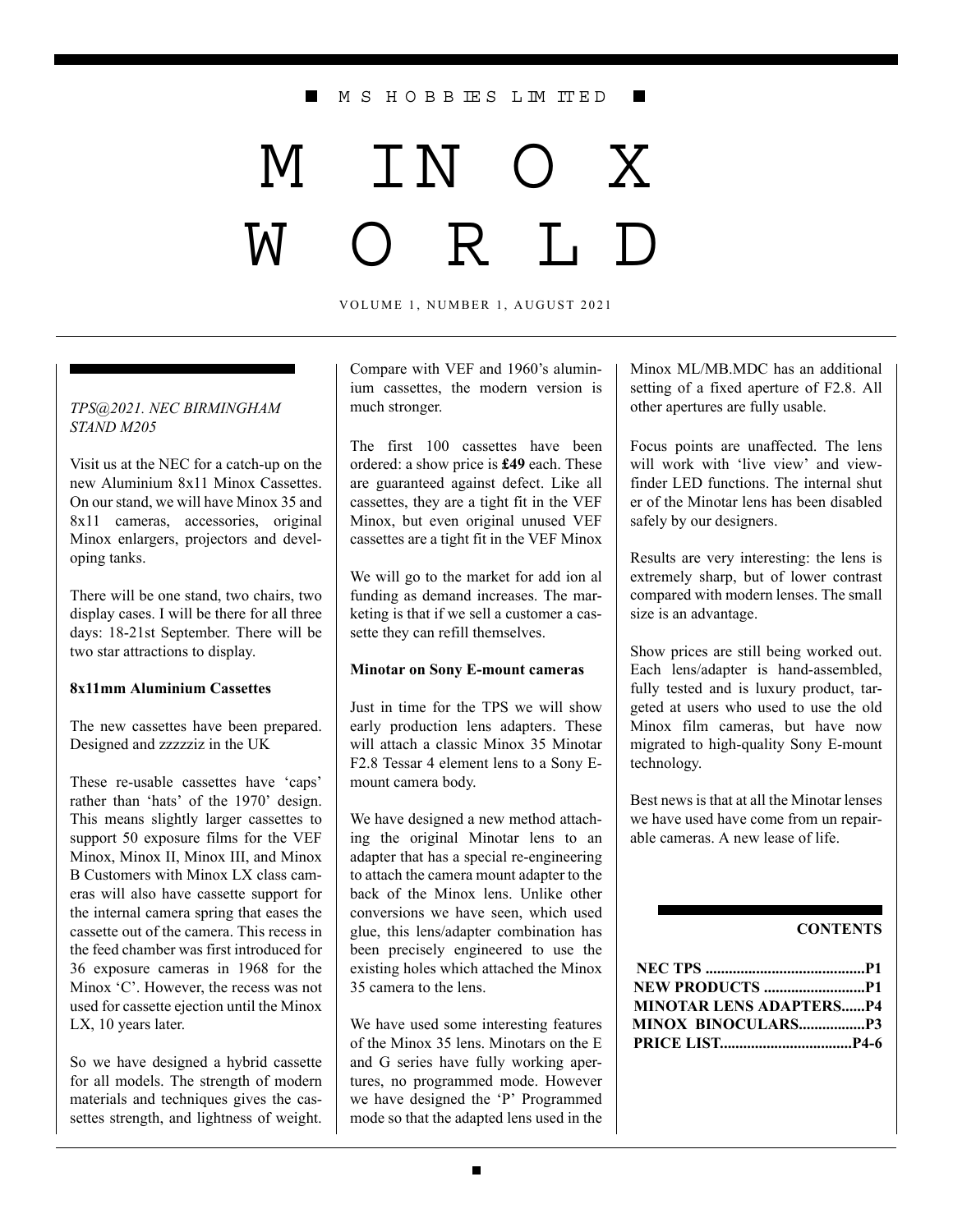■ M S HOBBIES LIMITED ■

# MINOX WORLD

VOLUME 1, NUMBER 1, AUGUST 2021

*TPS@2021. NEC BIRMINGHAM STAND M205*

Visit us at the NEC for a catch-up on the new Aluminium 8x11 Minox Cassettes. On our stand, we will have Minox 35 and 8x11 cameras, accessories, original Minox enlargers, projectors and developing tanks.

There will be one stand, two chairs, two display cases. I will be there for all three days: 18-21st September. There will be two star attractions to display.

**8x11mm Aluminium Cassettes**

The new cassettes have been prepared. Designed and zzzzziz in the UK

These re-usable cassettes have 'caps' rather than 'hats' of the 1970' design. This means slightly larger cassettes to support 50 exposure films for the VEF Minox, Minox II, Minox III, and Minox B Customers with Minox LX class cameras will also have cassette support for the internal camera spring that eases the cassette out of the camera. This recess in the feed chamber was first introduced for 36 exposure cameras in 1968 for the Minox 'C'. However, the recess was not used for cassette ejection until the Minox LX, 10 years later.

So we have designed a hybrid cassette for all models. The strength of modern materials and techniques gives the cassettes strength, and lightness of weight. Compare with VEF and 1960's aluminium cassettes, the modern version is much stronger.

The first 100 cassettes have been ordered: a show price is **£49** each. These are guaranteed against defect. Like all cassettes, they are a tight fit in the VEF Minox, but even original unused VEF cassettes are a tight fit in the VEF Minox

We will go to the market for add ion al funding as demand increases. The marketing is that if we sell a customer a cassette they can refill themselves.

**Minotar on Sony E-mount cameras**

Just in time for the TPS we will show early production lens adapters. These will attach a classic Minox 35 Minotar F2.8 Tessar 4 element lens to a Sony E-mount camera body.

We have designed a new method attaching the original Minotar lens to an adapter that has a special re-engineering to attach the camera mount adapter to the back of the Minox lens. Unlike other conversions we have seen, which used glue, this lens/adapter combination has been precisely engineered to use the existing holes which attached the Minox 35 camera to the lens.

We have used some interesting features of the Minox 35 lens. Minotars on the E and G series have fully working apertures, no programmed mode. However we have designed the 'P' Programmed mode so that the adapted lens used in the Minox ML/MB.MDC has an additional setting of a fixed aperture of F2.8. All other apertures are fully usable.

Focus points are unaffected. The lens will work with 'live view' and viewfinder LED functions. The internal shut er of the Minotar lens has been disabled safely by our designers.

Results are very interesting: the lens is extremely sharp, but of lower contrast compared with modern lenses. The small size is an advantage.

Show prices are still being worked out. Each lens/adapter is hand-assembled, fully tested and is luxury product, targeted at users who used to use the old Minox film cameras, but have now migrated to high-quality Sony E-mount technology.

Best news is that at all the Minotar lenses we have used have come from un repairable cameras. A new lease of life.

**CONTENTS**

**NEC TPS .........................................P1**
**NEW PRODUCTS ..........................P1**
**MINOTAR LENS ADAPTERS......P4**
**MINOX BINOCULARS.................P3**
**PRICE LIST..................................P4-6**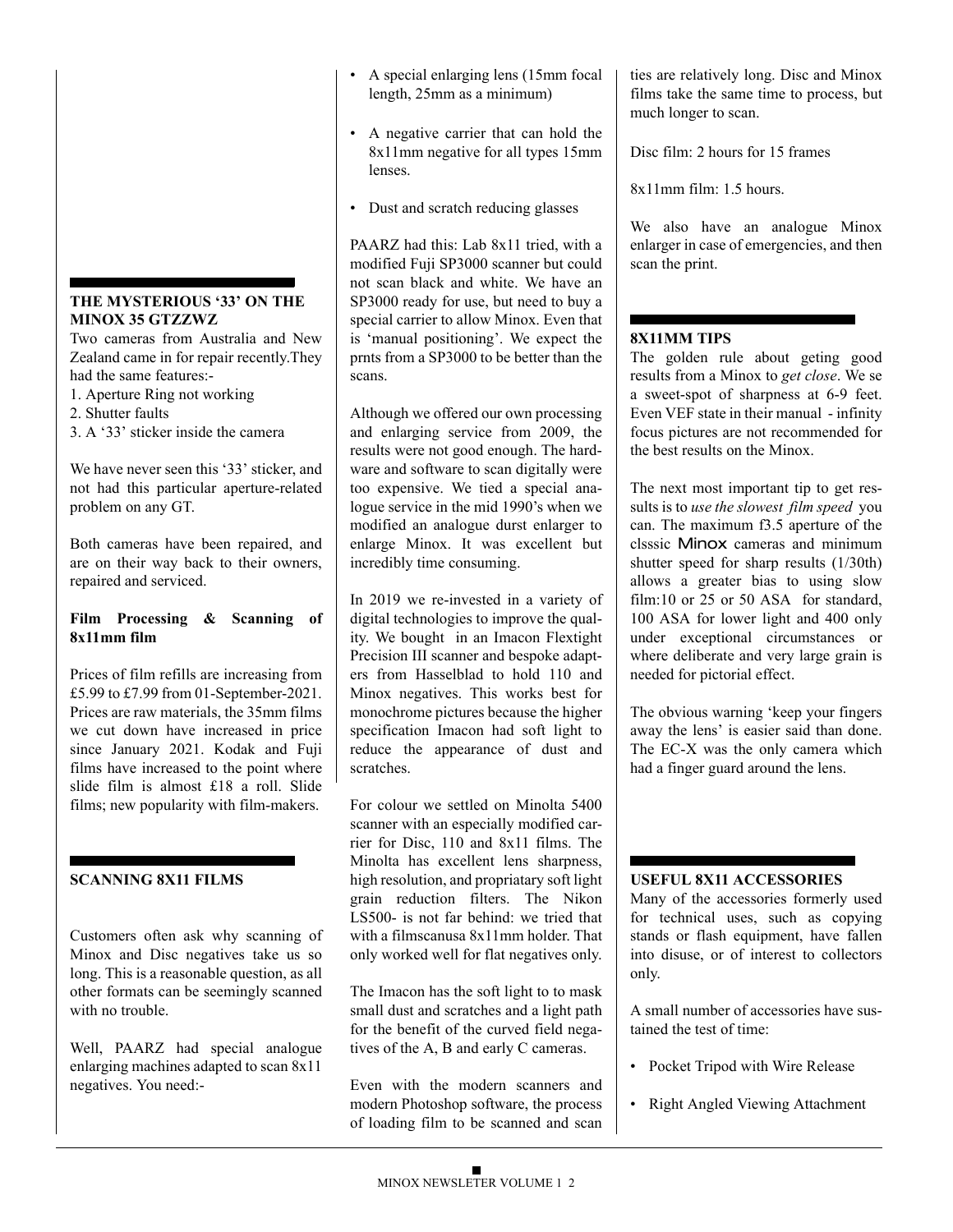## THE MYSTERIOUS '33' ON THE MINOX 35 GTZZWZ

Two cameras from Australia and New Zealand came in for repair recently.They had the same features:-

1. Aperture Ring not working
2. Shutter faults
3. A '33' sticker inside the camera

We have never seen this '33' sticker, and not had this particular aperture-related problem on any GT.

Both cameras have been repaired, and are on their way back to their owners, repaired and serviced.

### Film Processing & Scanning of 8x11mm film

Prices of film refills are increasing from £5.99 to £7.99 from 01-September-2021. Prices are raw materials, the 35mm films we cut down have increased in price since January 2021. Kodak and Fuji films have increased to the point where slide film is almost £18 a roll. Slide films; new popularity with film-makers.

## SCANNING 8X11 FILMS

Customers often ask why scanning of Minox and Disc negatives take us so long. This is a reasonable question, as all other formats can be seemingly scanned with no trouble.

Well, PAARZ had special analogue enlarging machines adapted to scan 8x11 negatives. You need:-

- A special enlarging lens (15mm focal length, 25mm as a minimum)
- A negative carrier that can hold the 8x11mm negative for all types 15mm lenses.
- Dust and scratch reducing glasses

PAARZ had this: Lab 8x11 tried, with a modified Fuji SP3000 scanner but could not scan black and white. We have an SP3000 ready for use, but need to buy a special carrier to allow Minox. Even that is 'manual positioning'. We expect the prnts from a SP3000 to be better than the scans.

Although we offered our own processing and enlarging service from 2009, the results were not good enough. The hardware and software to scan digitally were too expensive. We tied a special analogue service in the mid 1990's when we modified an analogue durst enlarger to enlarge Minox. It was excellent but incredibly time consuming.

In 2019 we re-invested in a variety of digital technologies to improve the quality. We bought in an Imacon Flextight Precision III scanner and bespoke adapters from Hasselblad to hold 110 and Minox negatives. This works best for monochrome pictures because the higher specification Imacon had soft light to reduce the appearance of dust and scratches.

For colour we settled on Minolta 5400 scanner with an especially modified carrier for Disc, 110 and 8x11 films. The Minolta has excellent lens sharpness, high resolution, and propriatary soft light grain reduction filters. The Nikon LS500- is not far behind: we tried that with a filmscanusa 8x11mm holder. That only worked well for flat negatives only.

The Imacon has the soft light to to mask small dust and scratches and a light path for the benefit of the curved field negatives of the A, B and early C cameras.

Even with the modern scanners and modern Photoshop software, the process of loading film to be scanned and scan ties are relatively long. Disc and Minox films take the same time to process, but much longer to scan.

Disc film: 2 hours for 15 frames

8x11mm film: 1.5 hours.

We also have an analogue Minox enlarger in case of emergencies, and then scan the print.

## 8X11MM TIPS

The golden rule about geting good results from a Minox to *get close*. We se a sweet-spot of sharpness at 6-9 feet. Even VEF state in their manual - infinity focus pictures are not recommended for the best results on the Minox.

The next most important tip to get ressults is to *use the slowest film speed* you can. The maximum f3.5 aperture of the clsssic Minox cameras and minimum shutter speed for sharp results (1/30th) allows a greater bias to using slow film:10 or 25 or 50 ASA for standard, 100 ASA for lower light and 400 only under exceptional circumstances or where deliberate and very large grain is needed for pictorial effect.

The obvious warning 'keep your fingers away the lens' is easier said than done. The EC-X was the only camera which had a finger guard around the lens.

## USEFUL 8X11 ACCESSORIES

Many of the accessories formerly used for technical uses, such as copying stands or flash equipment, have fallen into disuse, or of interest to collectors only.

A small number of accessories have sustained the test of time:

- Pocket Tripod with Wire Release
- Right Angled Viewing Attachment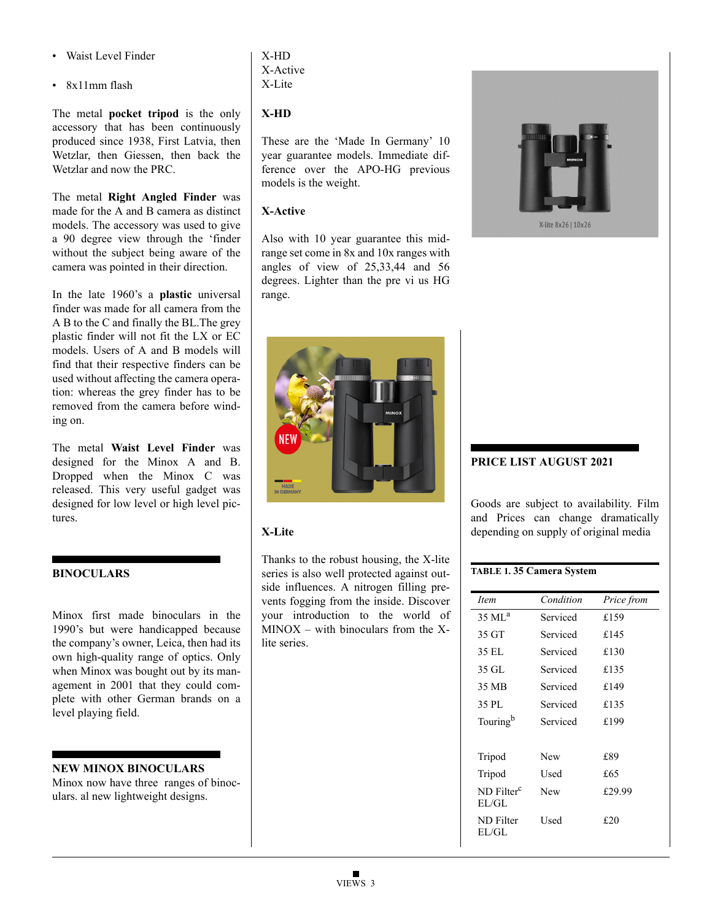- Waist Level Finder
- 8x11mm flash

The metal **pocket tripod** is the only accessory that has been continuously produced since 1938, First Latvia, then Wetzlar, then Giessen, then back the Wetzlar and now the PRC.

The metal **Right Angled Finder** was made for the A and B camera as distinct models. The accessory was used to give a 90 degree view through the 'finder without the subject being aware of the camera was pointed in their direction.

In the late 1960's a **plastic** universal finder was made for all camera from the A B to the C and finally the BL.The grey plastic finder will not fit the LX or EC models. Users of A and B models will find that their respective finders can be used without affecting the camera operation: whereas the grey finder has to be removed from the camera before winding on.

The metal **Waist Level Finder** was designed for the Minox A and B. Dropped when the Minox C was released. This very useful gadget was designed for low level or high level pictures.

## BINOCULARS

Minox first made binoculars in the 1990's but were handicapped because the company's owner, Leica, then had its own high-quality range of optics. Only when Minox was bought out by its management in 2001 that they could complete with other German brands on a level playing field.

## NEW MINOX BINOCULARS

Minox now have three ranges of binoculars. al new lightweight designs.

X-HD
X-Active
X-Lite

### X-HD

These are the 'Made In Germany' 10 year guarantee models. Immediate difference over the APO-HG previous models is the weight.

### X-Active

Also with 10 year guarantee this mid-range set come in 8x and 10x ranges with angles of view of 25,33,44 and 56 degrees. Lighter than the pre vi us HG range.

### X-Lite

Thanks to the robust housing, the X-lite series is also well protected against outside influences. A nitrogen filling prevents fogging from the inside. Discover your introduction to the world of MINOX – with binoculars from the X-lite series.

## PRICE LIST AUGUST 2021

Goods are subject to availability. Film and Prices can change dramatically depending on supply of original media

**TABLE 1. 35 Camera System**

| *Item* | *Condition* | *Price from* |
|---|---|---|
| 35 ML[a] | Serviced | £159 |
| 35 GT | Serviced | £145 |
| 35 EL | Serviced | £130 |
| 35 GL | Serviced | £135 |
| 35 MB | Serviced | £149 |
| 35 PL | Serviced | £135 |
| Touring[b] | Serviced | £199 |
| | | |
| Tripod | New | £89 |
| Tripod | Used | £65 |
| ND Filter[c] EL/GL | New | £29.99 |
| ND Filter EL/GL | Used | £20 |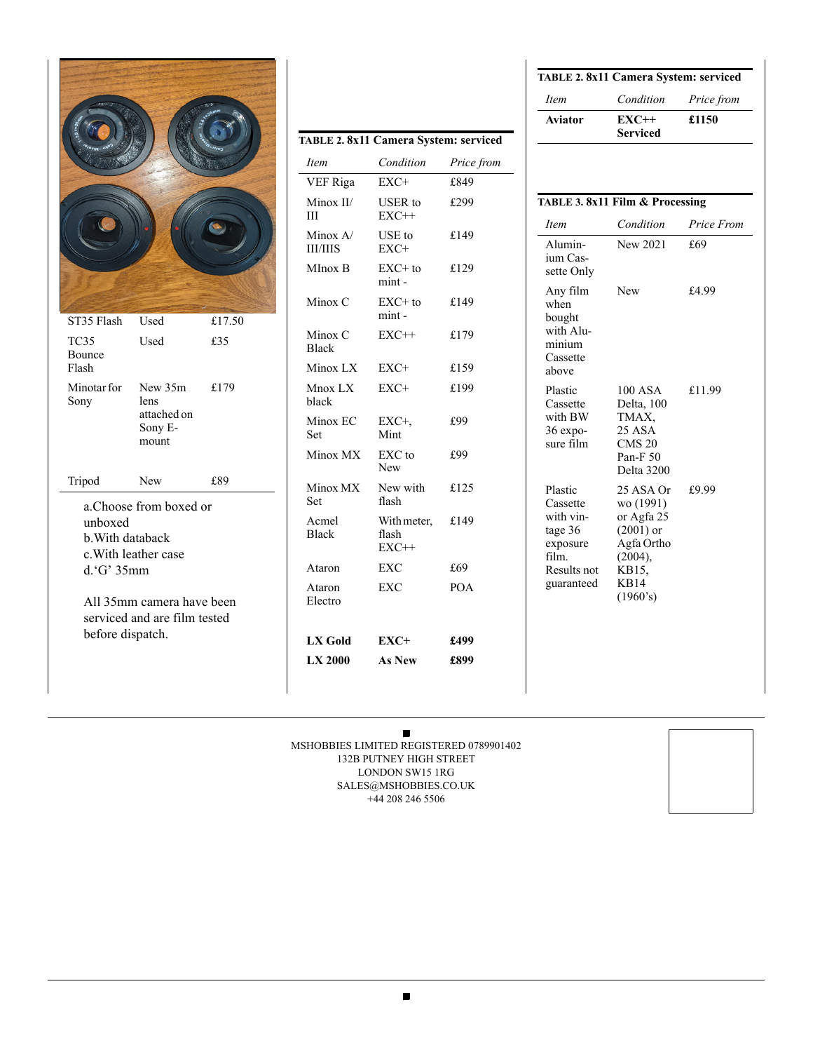| | | |
|---|---|---|
| ST35 Flash | Used | £17.50 |
| TC35 Bounce Flash | Used | £35 |
| Minotar for Sony | New 35m lens attached on Sony E-mount | £179 |
| Tripod | New | £89 |

a.Choose from boxed or unboxed
b.With databack
c.With leather case
d.'G' 35mm

All 35mm camera have been serviced and are film tested before dispatch.

**TABLE 2. 8x11 Camera System: serviced**

| *Item* | *Condition* | *Price from* |
|---|---|---|
| VEF Riga | EXC+ | £849 |
| Minox II/III | USER to EXC++ | £299 |
| Minox A/III/IIIS | USE to EXC+ | £149 |
| MInox B | EXC+ to mint - | £129 |
| Minox C | EXC+ to mint - | £149 |
| Minox C Black | EXC++ | £179 |
| Minox LX | EXC+ | £159 |
| Mnox LX black | EXC+ | £199 |
| Minox EC Set | EXC+, Mint | £99 |
| Minox MX | EXC to New | £99 |
| Minox MX Set | New with flash | £125 |
| Acmel Black | With meter, flash EXC++ | £149 |
| Ataron | EXC | £69 |
| Ataron Electro | EXC | POA |
| **LX Gold** | **EXC+** | **£499** |
| **LX 2000** | **As New** | **£899** |

**TABLE 2. 8x11 Camera System: serviced**

| *Item* | *Condition* | *Price from* |
|---|---|---|
| **Aviator** | **EXC++ Serviced** | **£1150** |

**TABLE 3. 8x11 Film & Processing**

| *Item* | *Condition* | *Price From* |
|---|---|---|
| Aluminium Cassette Only | New 2021 | £69 |
| Any film when bought with Aluminium Cassette above | New | £4.99 |
| Plastic Cassette with BW 36 exposure film | 100 ASA Delta, 100 TMAX, 25 ASA CMS 20 Pan-F 50 Delta 3200 | £11.99 |
| Plastic Cassette with vintage 36 exposure film. Results not guaranteed | 25 ASA Orwo (1991) or Agfa 25 (2001) or Agfa Ortho (2004), KB15, KB14 (1960's) | £9.99 |

MSHOBBIES LIMITED REGISTERED 0789901402
132B PUTNEY HIGH STREET
LONDON SW15 1RG
SALES@MSHOBBIES.CO.UK
+44 208 246 5506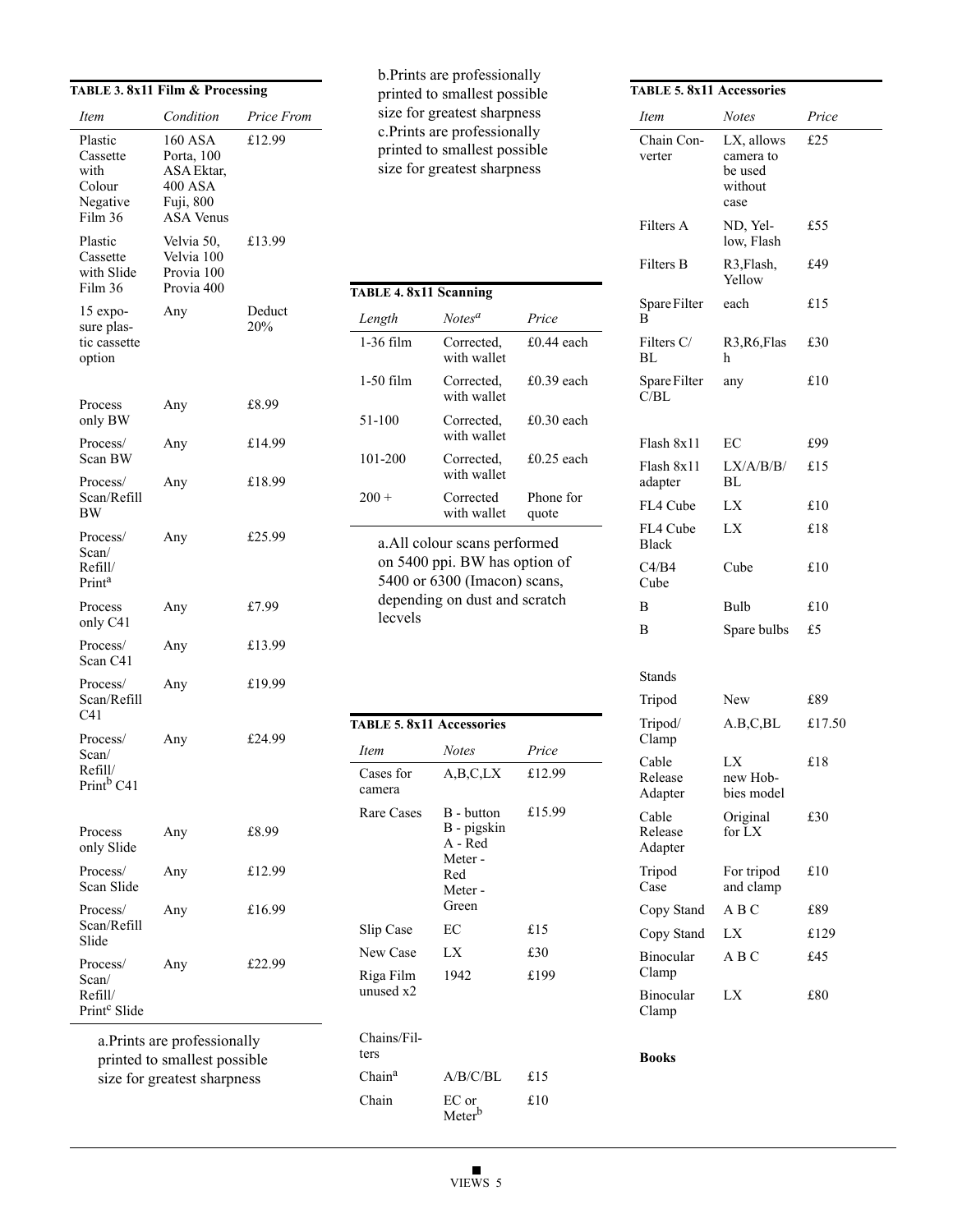**TABLE 3. 8x11 Film & Processing**

| *Item* | *Condition* | *Price From* |
|---|---|---|
| Plastic Cassette with Colour Negative Film 36 | 160 ASA Porta, 100 ASA Ektar, 400 ASA Fuji, 800 ASA Venus | £12.99 |
| Plastic Cassette with Slide Film 36 | Velvia 50, Velvia 100 Provia 100 Provia 400 | £13.99 |
| 15 exposure plastic cassette option | Any | Deduct 20% |
| Process only BW | Any | £8.99 |
| Process/ Scan BW | Any | £14.99 |
| Process/ Scan/Refill BW | Any | £18.99 |
| Process/ Scan/ Refill/ Print[a] | Any | £25.99 |
| Process only C41 | Any | £7.99 |
| Process/ Scan C41 | Any | £13.99 |
| Process/ Scan/Refill C41 | Any | £19.99 |
| Process/ Scan/ Refill/ Print[b] C41 | Any | £24.99 |
| Process only Slide | Any | £8.99 |
| Process/ Scan Slide | Any | £12.99 |
| Process/ Scan/Refill Slide | Any | £16.99 |
| Process/ Scan/ Refill/ Print[c] Slide | Any | £22.99 |

a.Prints are professionally printed to smallest possible size for greatest sharpness
b.Prints are professionally printed to smallest possible size for greatest sharpness
c.Prints are professionally printed to smallest possible size for greatest sharpness

**TABLE 4. 8x11 Scanning**

| *Length* | *Notes*[a] | *Price* |
|---|---|---|
| 1-36 film | Corrected, with wallet | £0.44 each |
| 1-50 film | Corrected, with wallet | £0.39 each |
| 51-100 | Corrected, with wallet | £0.30 each |
| 101-200 | Corrected, with wallet | £0.25 each |
| 200 + | Corrected with wallet | Phone for quote |

a.All colour scans performed on 5400 ppi. BW has option of 5400 or 6300 (Imacon) scans, depending on dust and scratch lecvels

**TABLE 5. 8x11 Accessories**

| *Item* | *Notes* | *Price* |
|---|---|---|
| Cases for camera | A,B,C,LX | £12.99 |
| Rare Cases | B - button B - pigskin A - Red Meter - Red Meter - Green | £15.99 |
| Slip Case | EC | £15 |
| New Case | LX | £30 |
| Riga Film unused x2 | 1942 | £199 |
| Chains/Filters | | |
| Chain[a] | A/B/C/BL | £15 |
| Chain | EC or Meter[b] | £10 |
| Chain Converter | LX, allows camera to be used without case | £25 |
| Filters A | ND, Yellow, Flash | £55 |
| Filters B | R3,Flash, Yellow | £49 |
| Spare Filter B | each | £15 |
| Filters C/ BL | R3,R6,Flash | £30 |
| Spare Filter C/BL | any | £10 |
| Flash 8x11 | EC | £99 |
| Flash 8x11 adapter | LX/A/B/ BL | £15 |
| FL4 Cube | LX | £10 |
| FL4 Cube Black | LX | £18 |
| C4/B4 Cube | Cube | £10 |
| B | Bulb | £10 |
| B | Spare bulbs | £5 |
| Stands | | |
| Tripod | New | £89 |
| Tripod/ Clamp | A.B,C,BL | £17.50 |
| Cable Release Adapter | LX new Hobbies model | £18 |
| Cable Release Adapter | Original for LX | £30 |
| Tripod Case | For tripod and clamp | £10 |
| Copy Stand | A B C | £89 |
| Copy Stand | LX | £129 |
| Binocular Clamp | A B C | £45 |
| Binocular Clamp | LX | £80 |
| **Books** | | |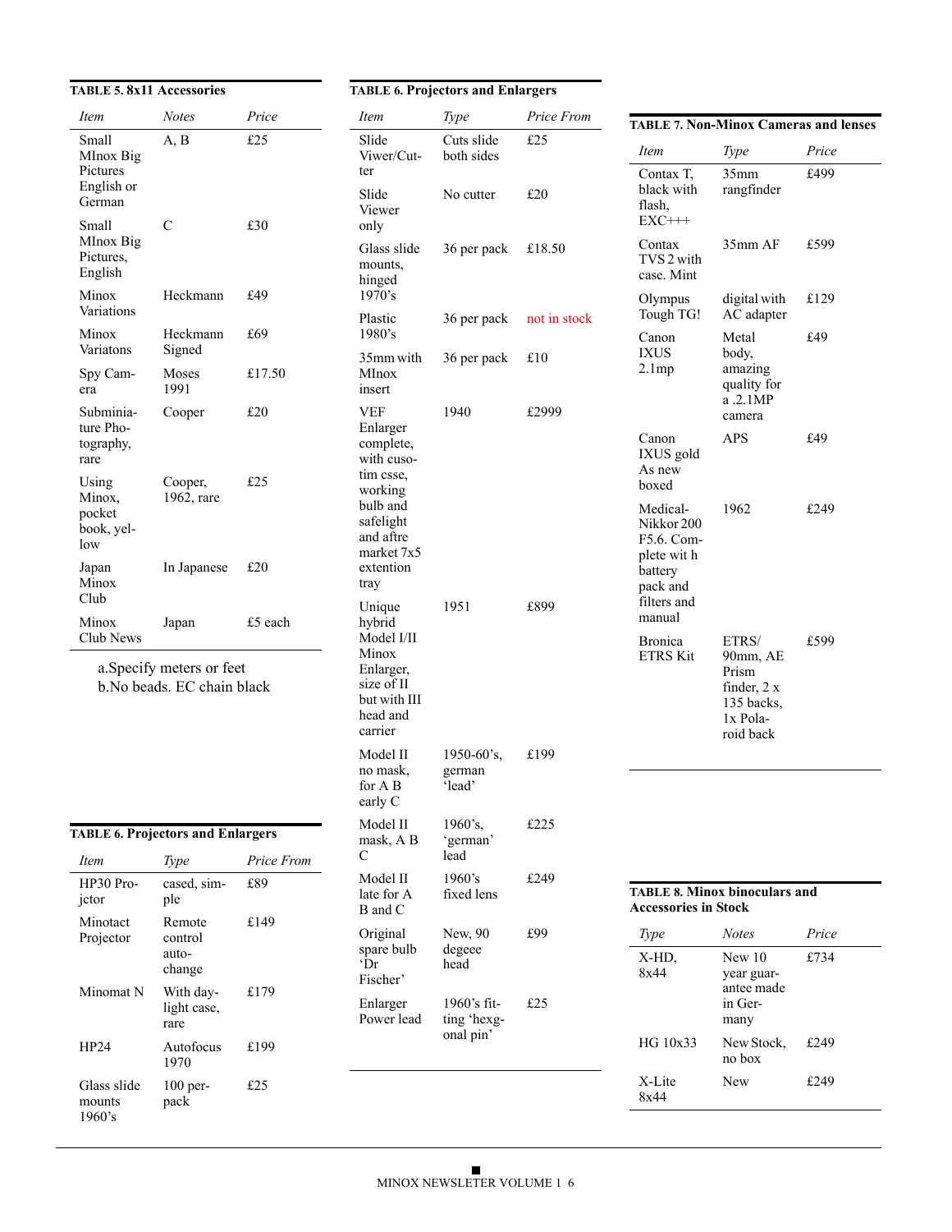**TABLE 5. 8x11 Accessories**

| *Item* | *Notes* | *Price* |
|---|---|---|
| Small MInox Big Pictures English or German | A, B | £25 |
| Small MInox Big Pictures, English | C | £30 |
| Minox Variations | Heckmann | £49 |
| Minox Variatons | Heckmann Signed | £69 |
| Spy Camera | Moses 1991 | £17.50 |
| Subminiature Photography, rare | Cooper | £20 |
| Using Minox, pocket book, yellow | Cooper, 1962, rare | £25 |
| Japan Minox Club | In Japanese | £20 |
| Minox Club News | Japan | £5 each |

a.Specify meters or feet
b.No beads. EC chain black

**TABLE 6. Projectors and Enlargers**

| *Item* | *Type* | *Price From* |
|---|---|---|
| HP30 Projector | cased, simple | £89 |
| Minotact Projector | Remote control auto-change | £149 |
| Minomat N | With daylight case, rare | £179 |
| HP24 | Autofocus 1970 | £199 |
| Glass slide mounts 1960's | 100 per-pack | £25 |
| Slide Viwer/Cutter | Cuts slide both sides | £25 |
| Slide Viewer only | No cutter | £20 |
| Glass slide mounts, hinged 1970's | 36 per pack | £18.50 |
| Plastic 1980's | 36 per pack | not in stock |
| 35mm with MInox insert | 36 per pack | £10 |
| VEF Enlarger complete, with cusotim csse, working bulb and safelight and aftre market 7x5 extention tray | 1940 | £2999 |
| Unique hybrid Model I/II Minox Enlarger, size of II but with III head and carrier | 1951 | £899 |
| Model II no mask, for A B early C | 1950-60's, german 'lead' | £199 |
| Model II mask, A B C | 1960's, 'german' lead | £225 |
| Model II late for A B and C | 1960's fixed lens | £249 |
| Original spare bulb 'Dr Fischer' | New, 90 degeee head | £99 |
| Enlarger Power lead | 1960's fitting 'hexgonal pin' | £25 |

**TABLE 7. Non-Minox Cameras and lenses**

| *Item* | *Type* | *Price* |
|---|---|---|
| Contax T, black with flash, EXC+++ | 35mm rangfinder | £499 |
| Contax TVS 2 with case. Mint | 35mm AF | £599 |
| Olympus Tough TG! | digital with AC adapter | £129 |
| Canon IXUS 2.1mp | Metal body, amazing quality for a .2.1MP camera | £49 |
| Canon IXUS gold As new boxed | APS | £49 |
| Medical-Nikkor 200 F5.6. Complete wit h battery pack and filters and manual | 1962 | £249 |
| Bronica ETRS Kit | ETRS/ 90mm, AE Prism finder, 2 x 135 backs, 1x Polaroid back | £599 |

**TABLE 8. Minox binoculars and Accessories in Stock**

| *Type* | *Notes* | *Price* |
|---|---|---|
| X-HD, 8x44 | New 10 year guarantee made in Germany | £734 |
| HG 10x33 | New Stock, no box | £249 |
| X-Lite 8x44 | New | £249 |